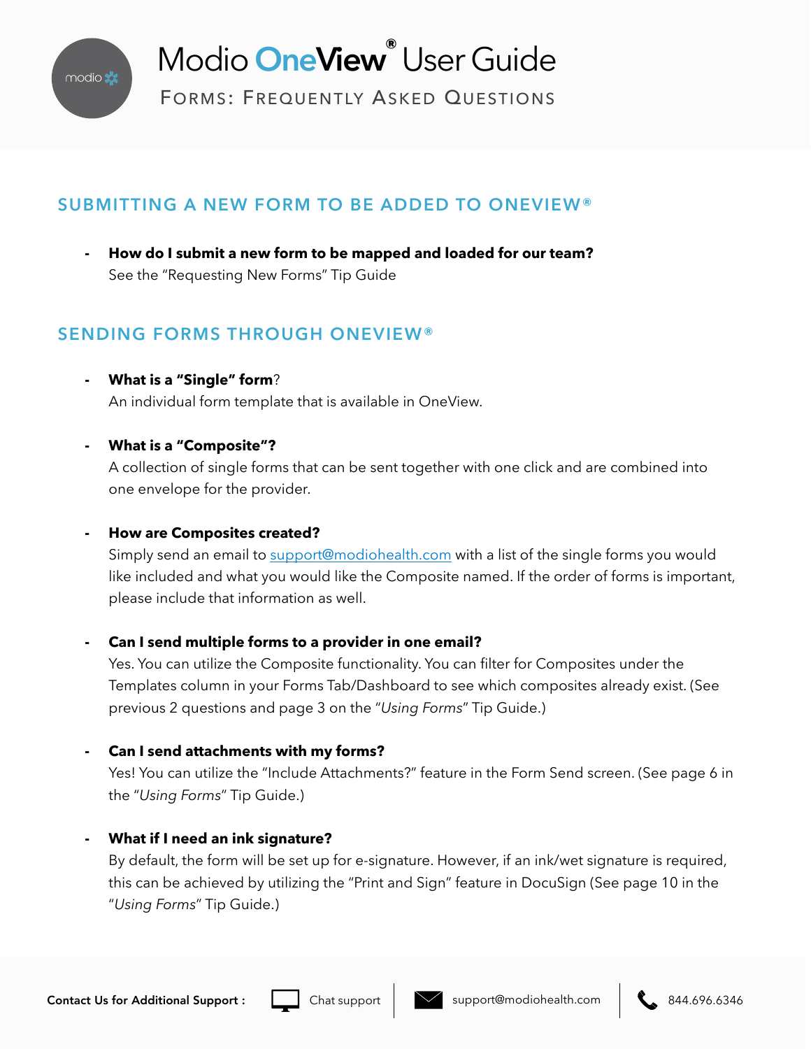# Modio OneView® User Guide

## Forms: Frequently Asked Questions

## SUBMITTING A NEW FORM TO BE ADDED TO ONEVIEW®

- **How do I submit a new form to be mapped and loaded for our team?**
  See the "Requesting New Forms" Tip Guide

## SENDING FORMS THROUGH ONEVIEW®

- **What is a "Single" form**?
  An individual form template that is available in OneView.

- **What is a "Composite"?**
  A collection of single forms that can be sent together with one click and are combined into one envelope for the provider.

- **How are Composites created?**
  Simply send an email to support@modiohealth.com with a list of the single forms you would like included and what you would like the Composite named. If the order of forms is important, please include that information as well.

- **Can I send multiple forms to a provider in one email?**
  Yes. You can utilize the Composite functionality. You can filter for Composites under the Templates column in your Forms Tab/Dashboard to see which composites already exist. (See previous 2 questions and page 3 on the "*Using Forms*" Tip Guide.)

- **Can I send attachments with my forms?**
  Yes! You can utilize the "Include Attachments?" feature in the Form Send screen. (See page 6 in the "*Using Forms*" Tip Guide.)

- **What if I need an ink signature?**
  By default, the form will be set up for e-signature. However, if an ink/wet signature is required, this can be achieved by utilizing the "Print and Sign" feature in DocuSign (See page 10 in the "*Using Forms*" Tip Guide.)

**Contact Us for Additional Support :** Chat support | support@modiohealth.com | 844.696.6346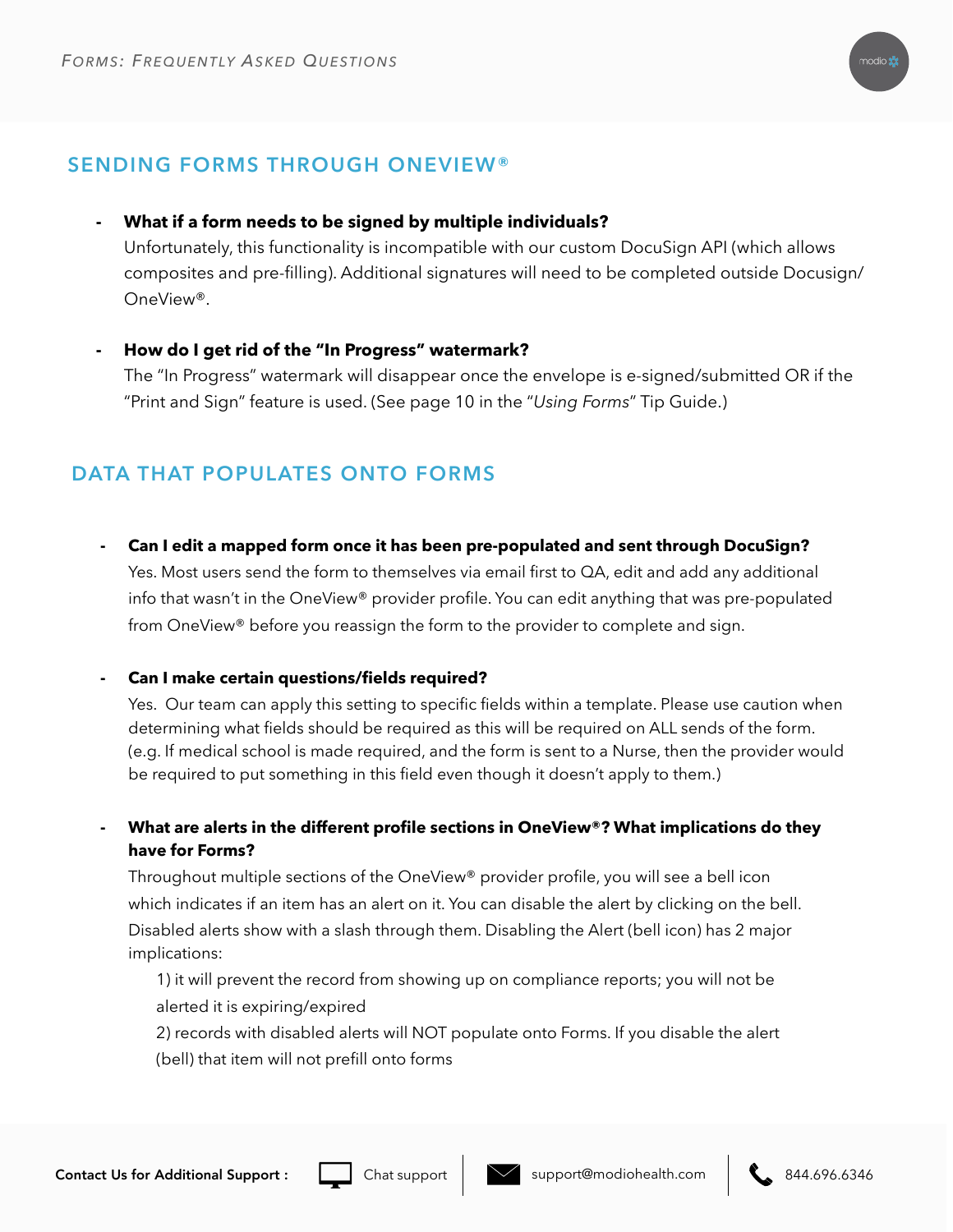## SENDING FORMS THROUGH ONEVIEW®

- **What if a form needs to be signed by multiple individuals?**
  Unfortunately, this functionality is incompatible with our custom DocuSign API (which allows composites and pre-filling). Additional signatures will need to be completed outside Docusign/OneView®.

- **How do I get rid of the "In Progress" watermark?**
  The "In Progress" watermark will disappear once the envelope is e-signed/submitted OR if the "Print and Sign" feature is used. (See page 10 in the "*Using Forms*" Tip Guide.)

## DATA THAT POPULATES ONTO FORMS

- **Can I edit a mapped form once it has been pre-populated and sent through DocuSign?**
  Yes. Most users send the form to themselves via email first to QA, edit and add any additional info that wasn't in the OneView® provider profile. You can edit anything that was pre-populated from OneView® before you reassign the form to the provider to complete and sign.

- **Can I make certain questions/fields required?**
  Yes. Our team can apply this setting to specific fields within a template. Please use caution when determining what fields should be required as this will be required on ALL sends of the form. (e.g. If medical school is made required, and the form is sent to a Nurse, then the provider would be required to put something in this field even though it doesn't apply to them.)

- **What are alerts in the different profile sections in OneView®? What implications do they have for Forms?**
  Throughout multiple sections of the OneView® provider profile, you will see a bell icon which indicates if an item has an alert on it. You can disable the alert by clicking on the bell. Disabled alerts show with a slash through them. Disabling the Alert (bell icon) has 2 major implications:

  1) it will prevent the record from showing up on compliance reports; you will not be alerted it is expiring/expired

  2) records with disabled alerts will NOT populate onto Forms. If you disable the alert (bell) that item will not prefill onto forms

**Contact Us for Additional Support :** Chat support | support@modiohealth.com | 844.696.6346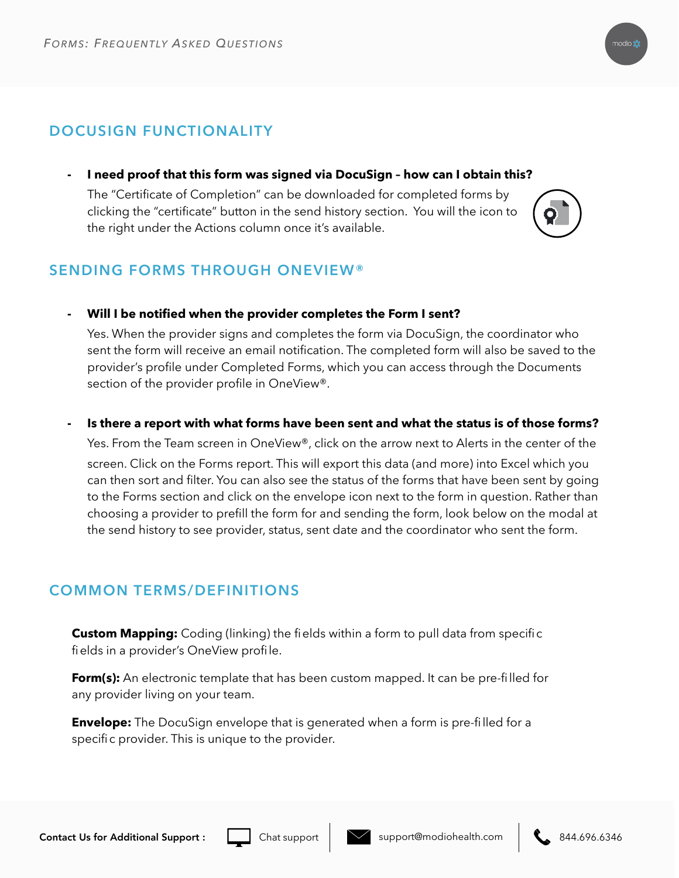## DOCUSIGN FUNCTIONALITY

- **I need proof that this form was signed via DocuSign – how can I obtain this?**
  The "Certificate of Completion" can be downloaded for completed forms by clicking the "certificate" button in the send history section. You will the icon to the right under the Actions column once it's available.

## SENDING FORMS THROUGH ONEVIEW®

- **Will I be notified when the provider completes the Form I sent?**
  Yes. When the provider signs and completes the form via DocuSign, the coordinator who sent the form will receive an email notification. The completed form will also be saved to the provider's profile under Completed Forms, which you can access through the Documents section of the provider profile in OneView®.

- **Is there a report with what forms have been sent and what the status is of those forms?**
  Yes. From the Team screen in OneView®, click on the arrow next to Alerts in the center of the screen. Click on the Forms report. This will export this data (and more) into Excel which you can then sort and filter. You can also see the status of the forms that have been sent by going to the Forms section and click on the envelope icon next to the form in question. Rather than choosing a provider to prefill the form for and sending the form, look below on the modal at the send history to see provider, status, sent date and the coordinator who sent the form.

## COMMON TERMS/DEFINITIONS

**Custom Mapping:** Coding (linking) the fields within a form to pull data from specific fields in a provider's OneView profile.

**Form(s):** An electronic template that has been custom mapped. It can be pre-filled for any provider living on your team.

**Envelope:** The DocuSign envelope that is generated when a form is pre-filled for a specific provider. This is unique to the provider.

**Contact Us for Additional Support :** Chat support | support@modiohealth.com | 844.696.6346